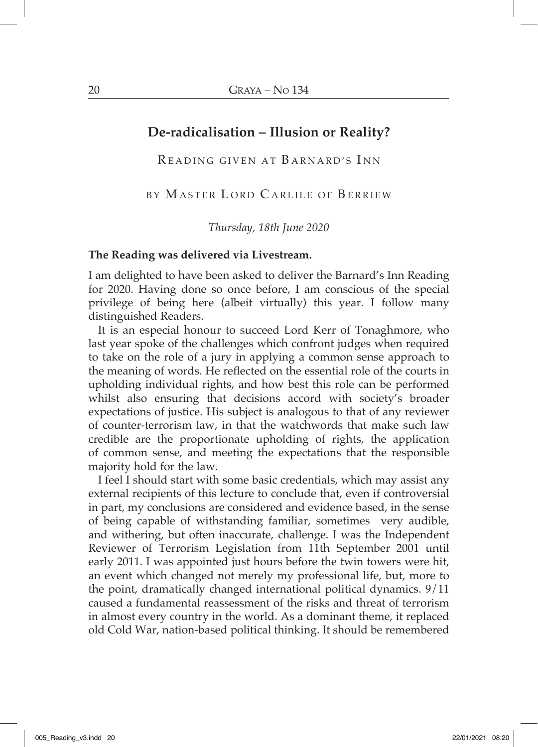# De-radicalisation – Illusion or Reality?

Reading given at Barnard's Inn

by Master Lord Carlile of Berriew

*Thursday, 18th June 2020*

**The Reading was delivered via Livestream.**

I am delighted to have been asked to deliver the Barnard's Inn Reading for 2020. Having done so once before, I am conscious of the special privilege of being here (albeit virtually) this year. I follow many distinguished Readers.

It is an especial honour to succeed Lord Kerr of Tonaghmore, who last year spoke of the challenges which confront judges when required to take on the role of a jury in applying a common sense approach to the meaning of words. He reflected on the essential role of the courts in upholding individual rights, and how best this role can be performed whilst also ensuring that decisions accord with society's broader expectations of justice. His subject is analogous to that of any reviewer of counter-terrorism law, in that the watchwords that make such law credible are the proportionate upholding of rights, the application of common sense, and meeting the expectations that the responsible majority hold for the law.

I feel I should start with some basic credentials, which may assist any external recipients of this lecture to conclude that, even if controversial in part, my conclusions are considered and evidence based, in the sense of being capable of withstanding familiar, sometimes very audible, and withering, but often inaccurate, challenge. I was the Independent Reviewer of Terrorism Legislation from 11th September 2001 until early 2011. I was appointed just hours before the twin towers were hit, an event which changed not merely my professional life, but, more to the point, dramatically changed international political dynamics. 9/11 caused a fundamental reassessment of the risks and threat of terrorism in almost every country in the world. As a dominant theme, it replaced old Cold War, nation-based political thinking. It should be remembered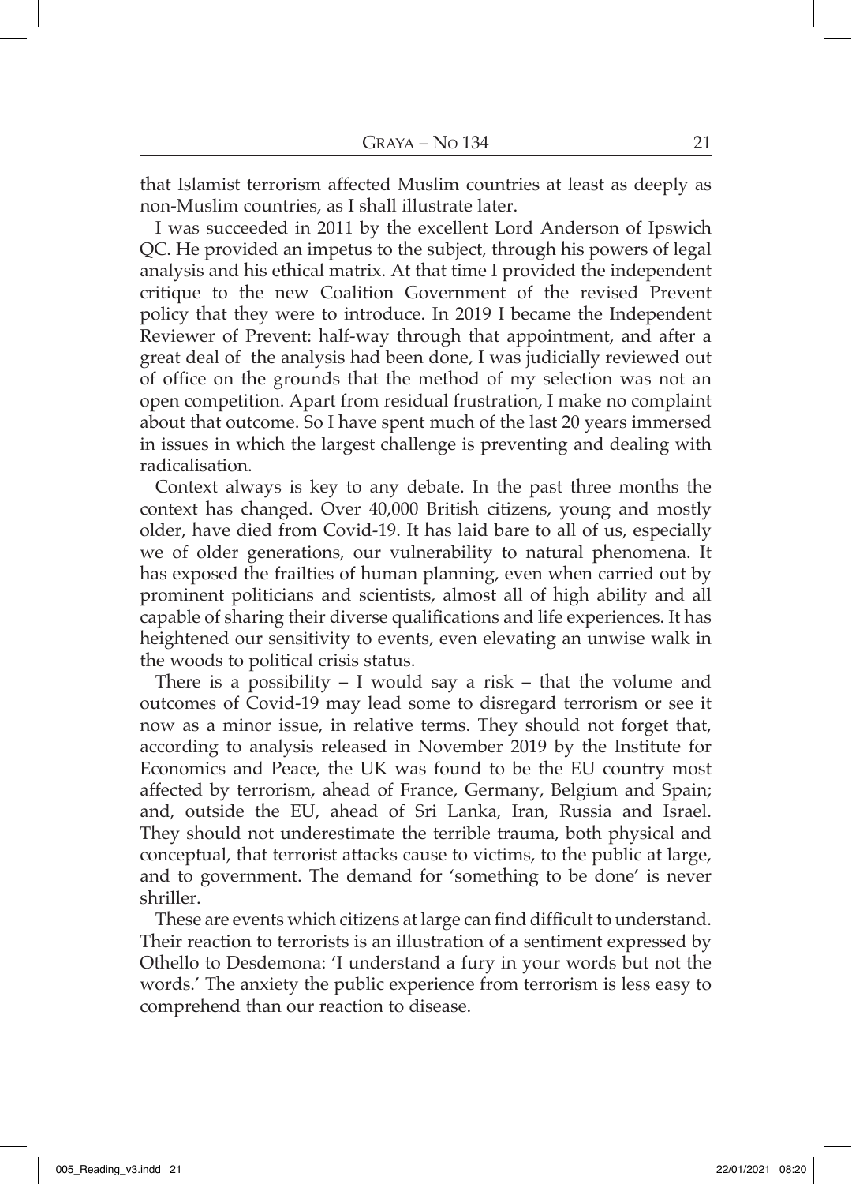that Islamist terrorism affected Muslim countries at least as deeply as non-Muslim countries, as I shall illustrate later.

I was succeeded in 2011 by the excellent Lord Anderson of Ipswich QC. He provided an impetus to the subject, through his powers of legal analysis and his ethical matrix. At that time I provided the independent critique to the new Coalition Government of the revised Prevent policy that they were to introduce. In 2019 I became the Independent Reviewer of Prevent: half-way through that appointment, and after a great deal of the analysis had been done, I was judicially reviewed out of office on the grounds that the method of my selection was not an open competition. Apart from residual frustration, I make no complaint about that outcome. So I have spent much of the last 20 years immersed in issues in which the largest challenge is preventing and dealing with radicalisation.

Context always is key to any debate. In the past three months the context has changed. Over 40,000 British citizens, young and mostly older, have died from Covid-19. It has laid bare to all of us, especially we of older generations, our vulnerability to natural phenomena. It has exposed the frailties of human planning, even when carried out by prominent politicians and scientists, almost all of high ability and all capable of sharing their diverse qualifications and life experiences. It has heightened our sensitivity to events, even elevating an unwise walk in the woods to political crisis status.

There is a possibility – I would say a risk – that the volume and outcomes of Covid-19 may lead some to disregard terrorism or see it now as a minor issue, in relative terms. They should not forget that, according to analysis released in November 2019 by the Institute for Economics and Peace, the UK was found to be the EU country most affected by terrorism, ahead of France, Germany, Belgium and Spain; and, outside the EU, ahead of Sri Lanka, Iran, Russia and Israel. They should not underestimate the terrible trauma, both physical and conceptual, that terrorist attacks cause to victims, to the public at large, and to government. The demand for 'something to be done' is never shriller.

These are events which citizens at large can find difficult to understand. Their reaction to terrorists is an illustration of a sentiment expressed by Othello to Desdemona: 'I understand a fury in your words but not the words.' The anxiety the public experience from terrorism is less easy to comprehend than our reaction to disease.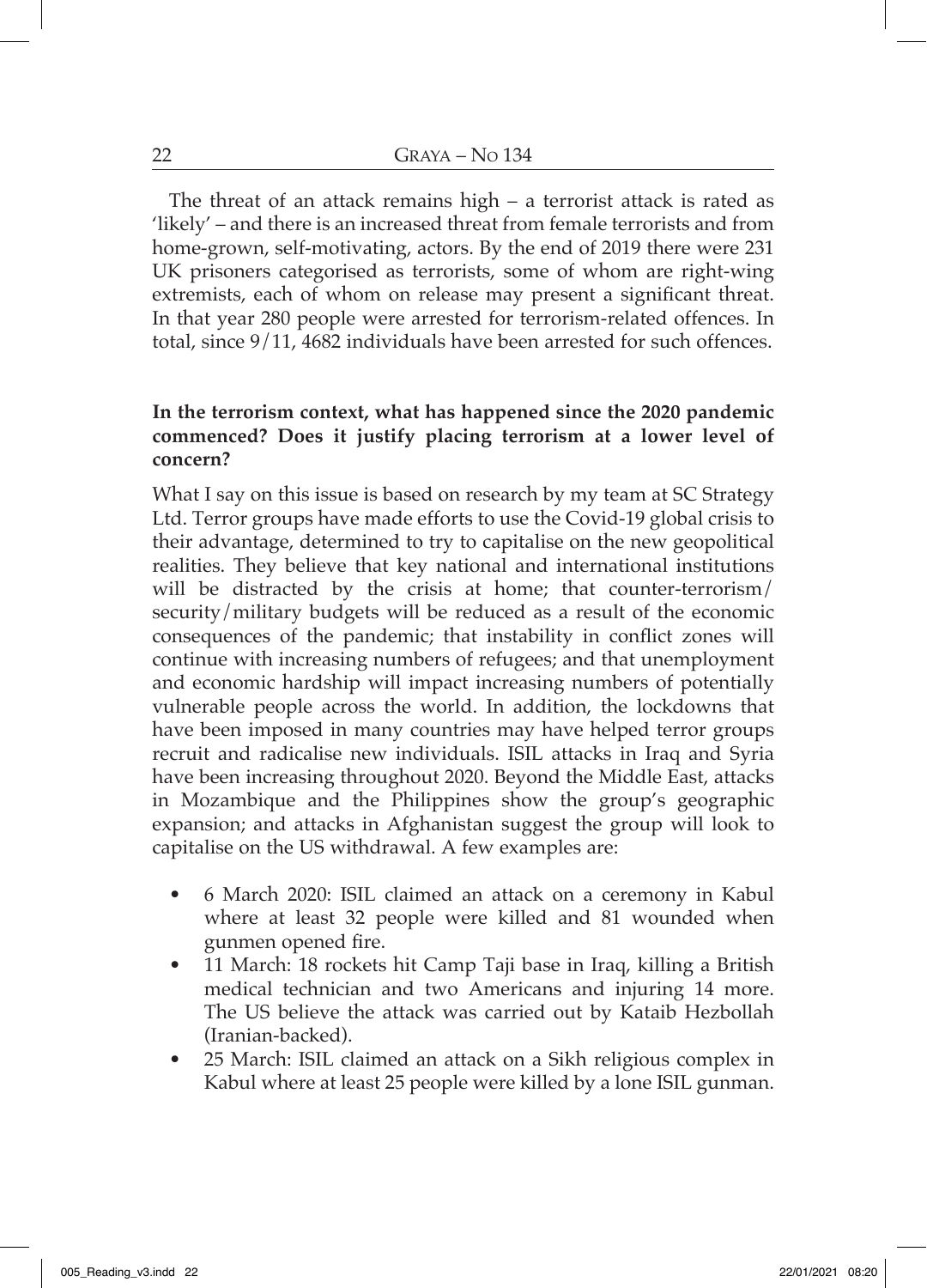The threat of an attack remains high – a terrorist attack is rated as 'likely' – and there is an increased threat from female terrorists and from home-grown, self-motivating, actors. By the end of 2019 there were 231 UK prisoners categorised as terrorists, some of whom are right-wing extremists, each of whom on release may present a significant threat. In that year 280 people were arrested for terrorism-related offences. In total, since 9/11, 4682 individuals have been arrested for such offences.

**In the terrorism context, what has happened since the 2020 pandemic commenced? Does it justify placing terrorism at a lower level of concern?**

What I say on this issue is based on research by my team at SC Strategy Ltd. Terror groups have made efforts to use the Covid-19 global crisis to their advantage, determined to try to capitalise on the new geopolitical realities. They believe that key national and international institutions will be distracted by the crisis at home; that counter-terrorism/security/military budgets will be reduced as a result of the economic consequences of the pandemic; that instability in conflict zones will continue with increasing numbers of refugees; and that unemployment and economic hardship will impact increasing numbers of potentially vulnerable people across the world. In addition, the lockdowns that have been imposed in many countries may have helped terror groups recruit and radicalise new individuals. ISIL attacks in Iraq and Syria have been increasing throughout 2020. Beyond the Middle East, attacks in Mozambique and the Philippines show the group's geographic expansion; and attacks in Afghanistan suggest the group will look to capitalise on the US withdrawal. A few examples are:

- 6 March 2020: ISIL claimed an attack on a ceremony in Kabul where at least 32 people were killed and 81 wounded when gunmen opened fire.
- 11 March: 18 rockets hit Camp Taji base in Iraq, killing a British medical technician and two Americans and injuring 14 more. The US believe the attack was carried out by Kataib Hezbollah (Iranian-backed).
- 25 March: ISIL claimed an attack on a Sikh religious complex in Kabul where at least 25 people were killed by a lone ISIL gunman.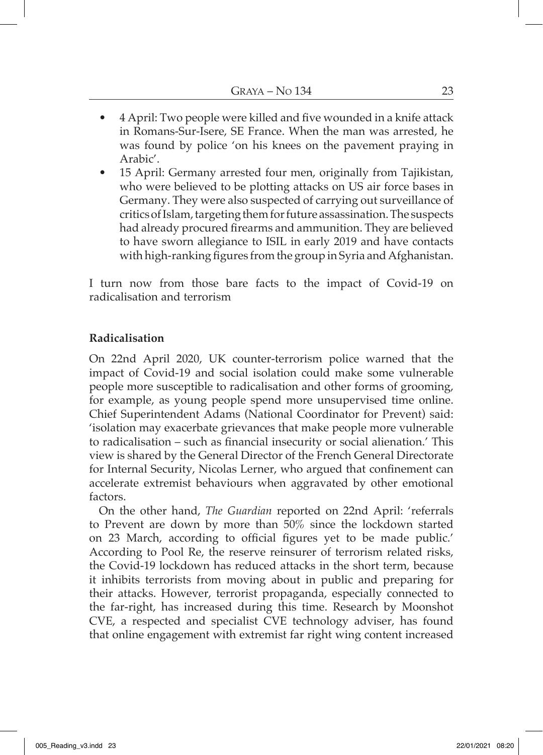- 4 April: Two people were killed and five wounded in a knife attack in Romans-Sur-Isere, SE France. When the man was arrested, he was found by police 'on his knees on the pavement praying in Arabic'.
- 15 April: Germany arrested four men, originally from Tajikistan, who were believed to be plotting attacks on US air force bases in Germany. They were also suspected of carrying out surveillance of critics of Islam, targeting them for future assassination. The suspects had already procured firearms and ammunition. They are believed to have sworn allegiance to ISIL in early 2019 and have contacts with high-ranking figures from the group in Syria and Afghanistan.

I turn now from those bare facts to the impact of Covid-19 on radicalisation and terrorism

## Radicalisation

On 22nd April 2020, UK counter-terrorism police warned that the impact of Covid-19 and social isolation could make some vulnerable people more susceptible to radicalisation and other forms of grooming, for example, as young people spend more unsupervised time online. Chief Superintendent Adams (National Coordinator for Prevent) said: 'isolation may exacerbate grievances that make people more vulnerable to radicalisation – such as financial insecurity or social alienation.' This view is shared by the General Director of the French General Directorate for Internal Security, Nicolas Lerner, who argued that confinement can accelerate extremist behaviours when aggravated by other emotional factors.

On the other hand, *The Guardian* reported on 22nd April: 'referrals to Prevent are down by more than 50% since the lockdown started on 23 March, according to official figures yet to be made public.' According to Pool Re, the reserve reinsurer of terrorism related risks, the Covid-19 lockdown has reduced attacks in the short term, because it inhibits terrorists from moving about in public and preparing for their attacks. However, terrorist propaganda, especially connected to the far-right, has increased during this time. Research by Moonshot CVE, a respected and specialist CVE technology adviser, has found that online engagement with extremist far right wing content increased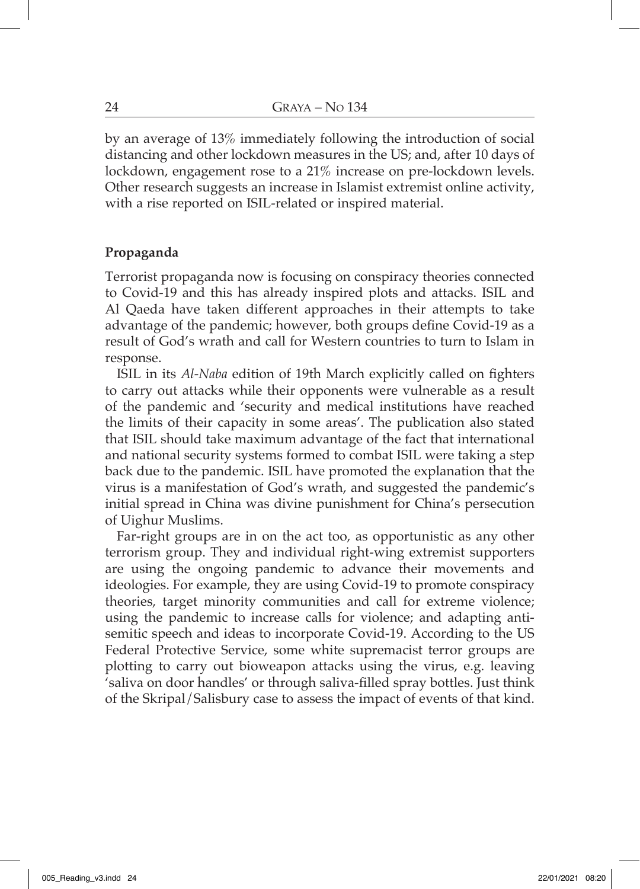by an average of 13% immediately following the introduction of social distancing and other lockdown measures in the US; and, after 10 days of lockdown, engagement rose to a 21% increase on pre-lockdown levels. Other research suggests an increase in Islamist extremist online activity, with a rise reported on ISIL-related or inspired material.

**Propaganda**

Terrorist propaganda now is focusing on conspiracy theories connected to Covid-19 and this has already inspired plots and attacks. ISIL and Al Qaeda have taken different approaches in their attempts to take advantage of the pandemic; however, both groups define Covid-19 as a result of God's wrath and call for Western countries to turn to Islam in response.

ISIL in its *Al-Naba* edition of 19th March explicitly called on fighters to carry out attacks while their opponents were vulnerable as a result of the pandemic and 'security and medical institutions have reached the limits of their capacity in some areas'. The publication also stated that ISIL should take maximum advantage of the fact that international and national security systems formed to combat ISIL were taking a step back due to the pandemic. ISIL have promoted the explanation that the virus is a manifestation of God's wrath, and suggested the pandemic's initial spread in China was divine punishment for China's persecution of Uighur Muslims.

Far-right groups are in on the act too, as opportunistic as any other terrorism group. They and individual right-wing extremist supporters are using the ongoing pandemic to advance their movements and ideologies. For example, they are using Covid-19 to promote conspiracy theories, target minority communities and call for extreme violence; using the pandemic to increase calls for violence; and adapting anti-semitic speech and ideas to incorporate Covid-19. According to the US Federal Protective Service, some white supremacist terror groups are plotting to carry out bioweapon attacks using the virus, e.g. leaving 'saliva on door handles' or through saliva-filled spray bottles. Just think of the Skripal/Salisbury case to assess the impact of events of that kind.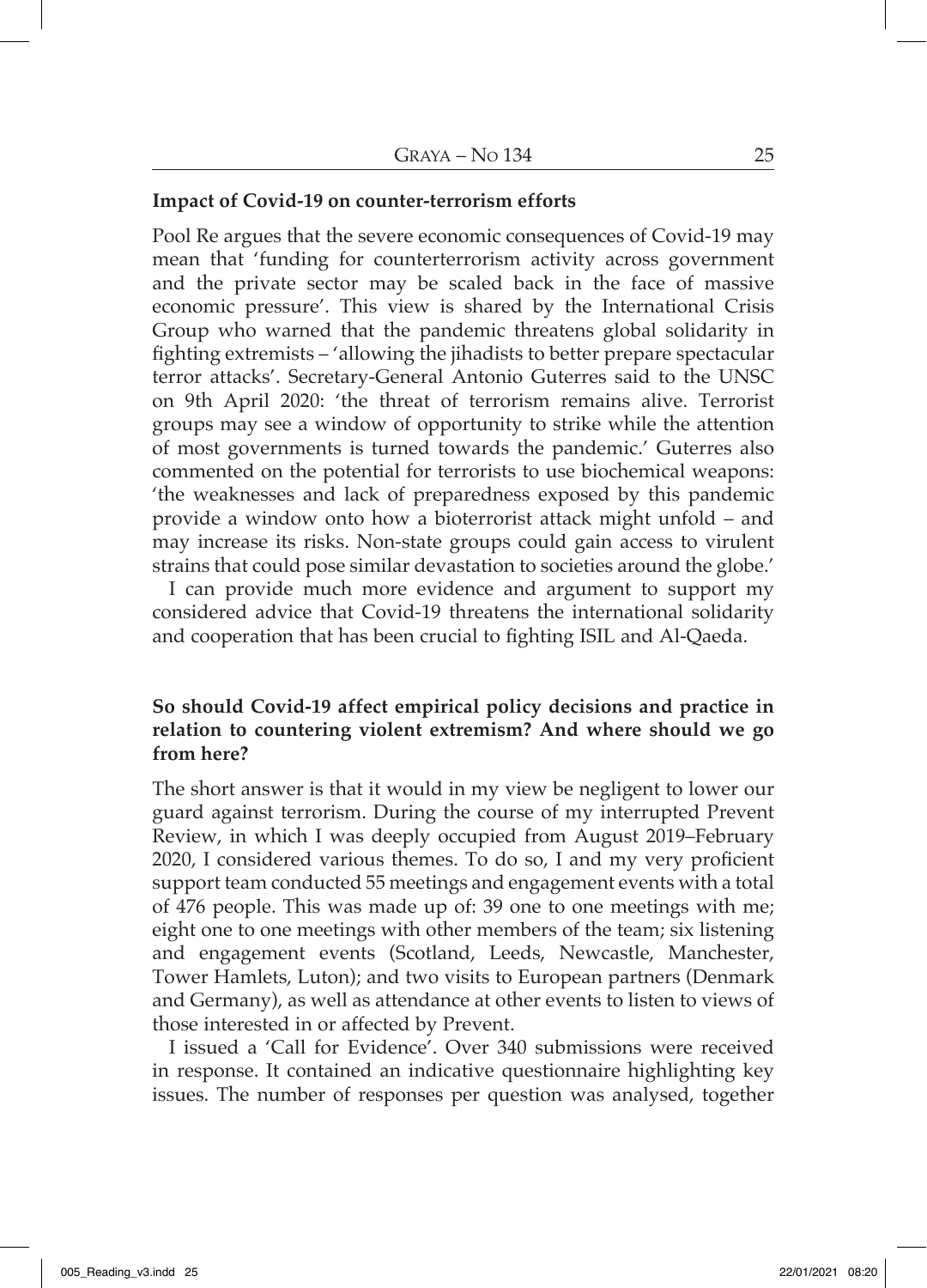**Impact of Covid-19 on counter-terrorism efforts**

Pool Re argues that the severe economic consequences of Covid-19 may mean that 'funding for counterterrorism activity across government and the private sector may be scaled back in the face of massive economic pressure'. This view is shared by the International Crisis Group who warned that the pandemic threatens global solidarity in fighting extremists – 'allowing the jihadists to better prepare spectacular terror attacks'. Secretary-General Antonio Guterres said to the UNSC on 9th April 2020: 'the threat of terrorism remains alive. Terrorist groups may see a window of opportunity to strike while the attention of most governments is turned towards the pandemic.' Guterres also commented on the potential for terrorists to use biochemical weapons: 'the weaknesses and lack of preparedness exposed by this pandemic provide a window onto how a bioterrorist attack might unfold – and may increase its risks. Non-state groups could gain access to virulent strains that could pose similar devastation to societies around the globe.'

I can provide much more evidence and argument to support my considered advice that Covid-19 threatens the international solidarity and cooperation that has been crucial to fighting ISIL and Al-Qaeda.

**So should Covid-19 affect empirical policy decisions and practice in relation to countering violent extremism? And where should we go from here?**

The short answer is that it would in my view be negligent to lower our guard against terrorism. During the course of my interrupted Prevent Review, in which I was deeply occupied from August 2019–February 2020, I considered various themes. To do so, I and my very proficient support team conducted 55 meetings and engagement events with a total of 476 people. This was made up of: 39 one to one meetings with me; eight one to one meetings with other members of the team; six listening and engagement events (Scotland, Leeds, Newcastle, Manchester, Tower Hamlets, Luton); and two visits to European partners (Denmark and Germany), as well as attendance at other events to listen to views of those interested in or affected by Prevent.

I issued a 'Call for Evidence'. Over 340 submissions were received in response. It contained an indicative questionnaire highlighting key issues. The number of responses per question was analysed, together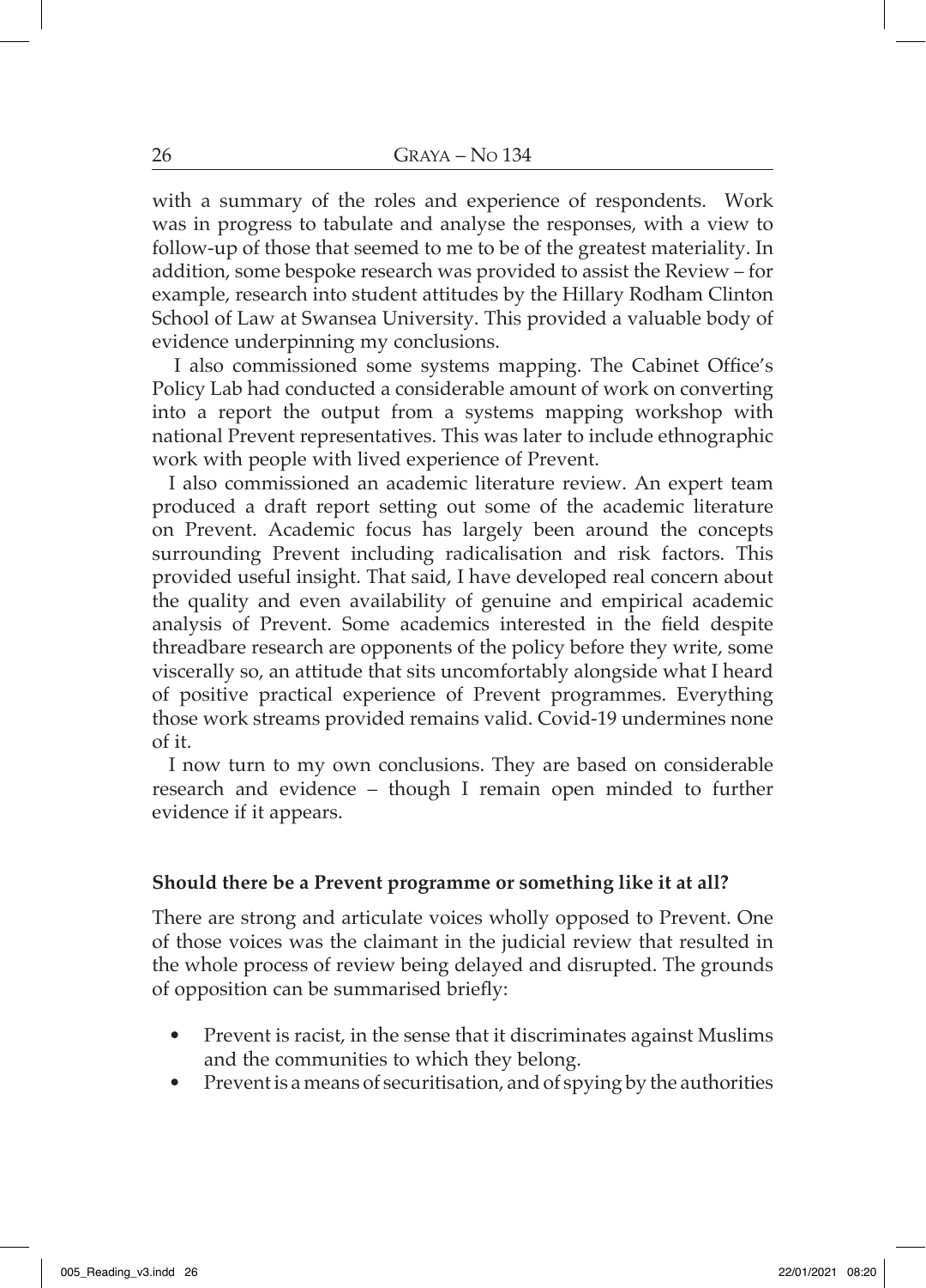with a summary of the roles and experience of respondents. Work was in progress to tabulate and analyse the responses, with a view to follow-up of those that seemed to me to be of the greatest materiality. In addition, some bespoke research was provided to assist the Review – for example, research into student attitudes by the Hillary Rodham Clinton School of Law at Swansea University. This provided a valuable body of evidence underpinning my conclusions.

I also commissioned some systems mapping. The Cabinet Office's Policy Lab had conducted a considerable amount of work on converting into a report the output from a systems mapping workshop with national Prevent representatives. This was later to include ethnographic work with people with lived experience of Prevent.

I also commissioned an academic literature review. An expert team produced a draft report setting out some of the academic literature on Prevent. Academic focus has largely been around the concepts surrounding Prevent including radicalisation and risk factors. This provided useful insight. That said, I have developed real concern about the quality and even availability of genuine and empirical academic analysis of Prevent. Some academics interested in the field despite threadbare research are opponents of the policy before they write, some viscerally so, an attitude that sits uncomfortably alongside what I heard of positive practical experience of Prevent programmes. Everything those work streams provided remains valid. Covid-19 undermines none of it.

I now turn to my own conclusions. They are based on considerable research and evidence – though I remain open minded to further evidence if it appears.

**Should there be a Prevent programme or something like it at all?**

There are strong and articulate voices wholly opposed to Prevent. One of those voices was the claimant in the judicial review that resulted in the whole process of review being delayed and disrupted. The grounds of opposition can be summarised briefly:

- Prevent is racist, in the sense that it discriminates against Muslims and the communities to which they belong.
- Prevent is a means of securitisation, and of spying by the authorities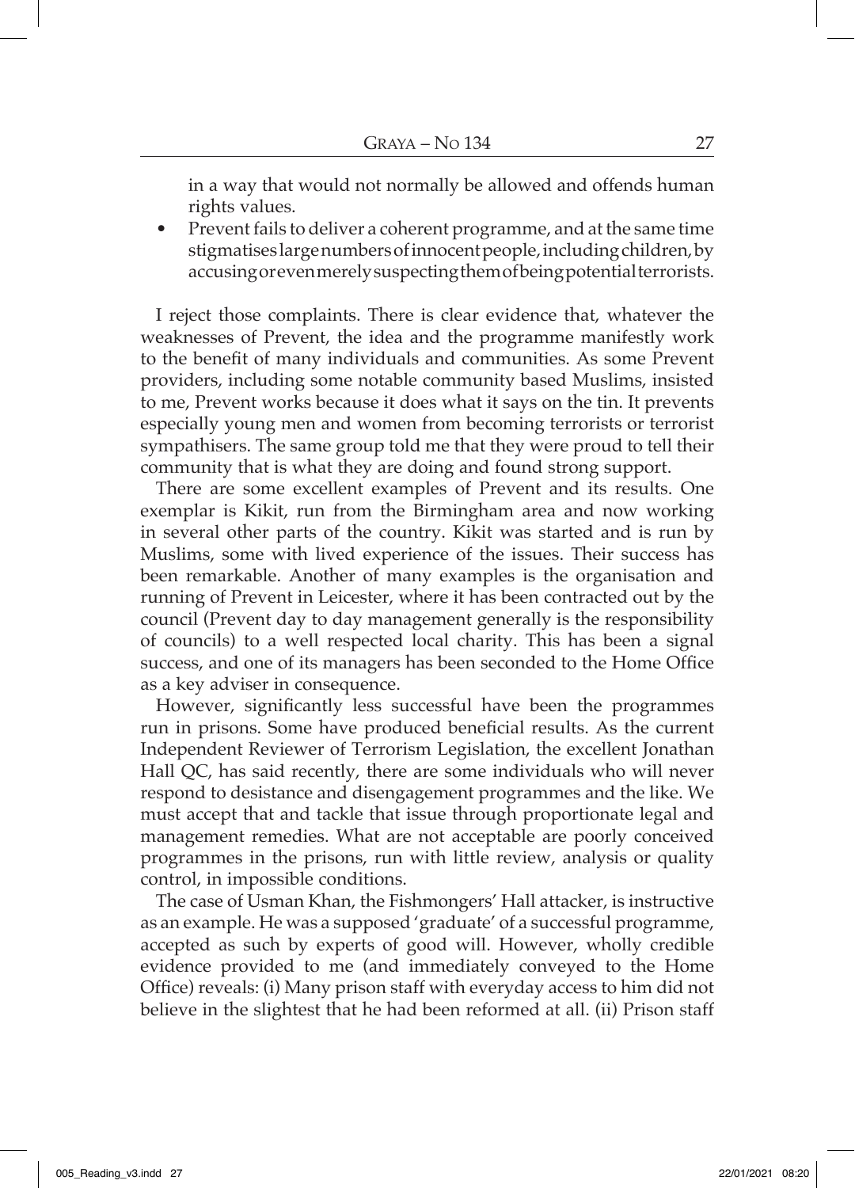in a way that would not normally be allowed and offends human rights values.

- Prevent fails to deliver a coherent programme, and at the same time stigmatises large numbers of innocent people, including children, by accusing or even merely suspecting them of being potential terrorists.

I reject those complaints. There is clear evidence that, whatever the weaknesses of Prevent, the idea and the programme manifestly work to the benefit of many individuals and communities. As some Prevent providers, including some notable community based Muslims, insisted to me, Prevent works because it does what it says on the tin. It prevents especially young men and women from becoming terrorists or terrorist sympathisers. The same group told me that they were proud to tell their community that is what they are doing and found strong support.

There are some excellent examples of Prevent and its results. One exemplar is Kikit, run from the Birmingham area and now working in several other parts of the country. Kikit was started and is run by Muslims, some with lived experience of the issues. Their success has been remarkable. Another of many examples is the organisation and running of Prevent in Leicester, where it has been contracted out by the council (Prevent day to day management generally is the responsibility of councils) to a well respected local charity. This has been a signal success, and one of its managers has been seconded to the Home Office as a key adviser in consequence.

However, significantly less successful have been the programmes run in prisons. Some have produced beneficial results. As the current Independent Reviewer of Terrorism Legislation, the excellent Jonathan Hall QC, has said recently, there are some individuals who will never respond to desistance and disengagement programmes and the like. We must accept that and tackle that issue through proportionate legal and management remedies. What are not acceptable are poorly conceived programmes in the prisons, run with little review, analysis or quality control, in impossible conditions.

The case of Usman Khan, the Fishmongers' Hall attacker, is instructive as an example. He was a supposed 'graduate' of a successful programme, accepted as such by experts of good will. However, wholly credible evidence provided to me (and immediately conveyed to the Home Office) reveals: (i) Many prison staff with everyday access to him did not believe in the slightest that he had been reformed at all. (ii) Prison staff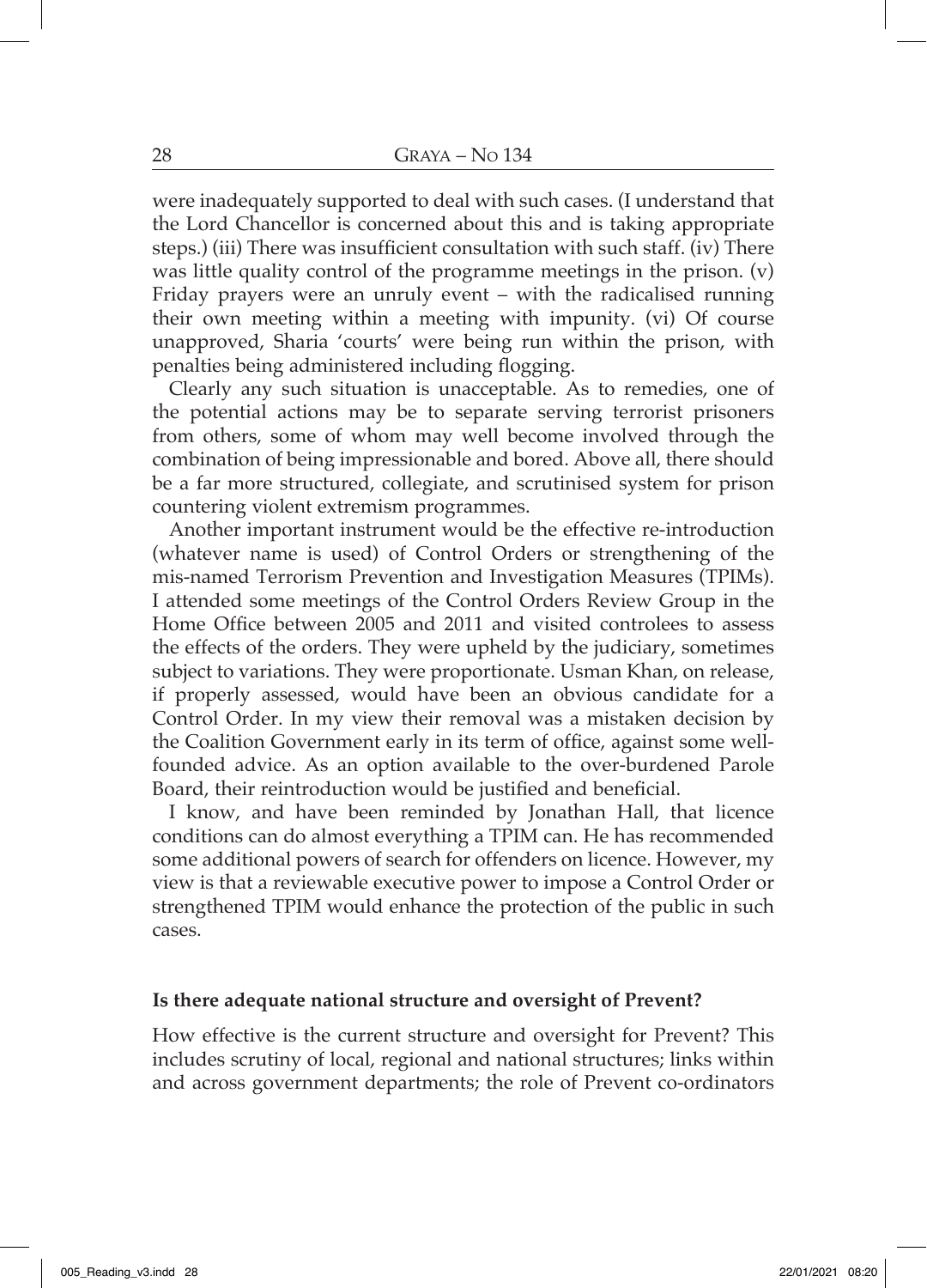were inadequately supported to deal with such cases. (I understand that the Lord Chancellor is concerned about this and is taking appropriate steps.) (iii) There was insufficient consultation with such staff. (iv) There was little quality control of the programme meetings in the prison. (v) Friday prayers were an unruly event – with the radicalised running their own meeting within a meeting with impunity. (vi) Of course unapproved, Sharia 'courts' were being run within the prison, with penalties being administered including flogging.

Clearly any such situation is unacceptable. As to remedies, one of the potential actions may be to separate serving terrorist prisoners from others, some of whom may well become involved through the combination of being impressionable and bored. Above all, there should be a far more structured, collegiate, and scrutinised system for prison countering violent extremism programmes.

Another important instrument would be the effective re-introduction (whatever name is used) of Control Orders or strengthening of the mis-named Terrorism Prevention and Investigation Measures (TPIMs). I attended some meetings of the Control Orders Review Group in the Home Office between 2005 and 2011 and visited controlees to assess the effects of the orders. They were upheld by the judiciary, sometimes subject to variations. They were proportionate. Usman Khan, on release, if properly assessed, would have been an obvious candidate for a Control Order. In my view their removal was a mistaken decision by the Coalition Government early in its term of office, against some well-founded advice. As an option available to the over-burdened Parole Board, their reintroduction would be justified and beneficial.

I know, and have been reminded by Jonathan Hall, that licence conditions can do almost everything a TPIM can. He has recommended some additional powers of search for offenders on licence. However, my view is that a reviewable executive power to impose a Control Order or strengthened TPIM would enhance the protection of the public in such cases.

**Is there adequate national structure and oversight of Prevent?**

How effective is the current structure and oversight for Prevent? This includes scrutiny of local, regional and national structures; links within and across government departments; the role of Prevent co-ordinators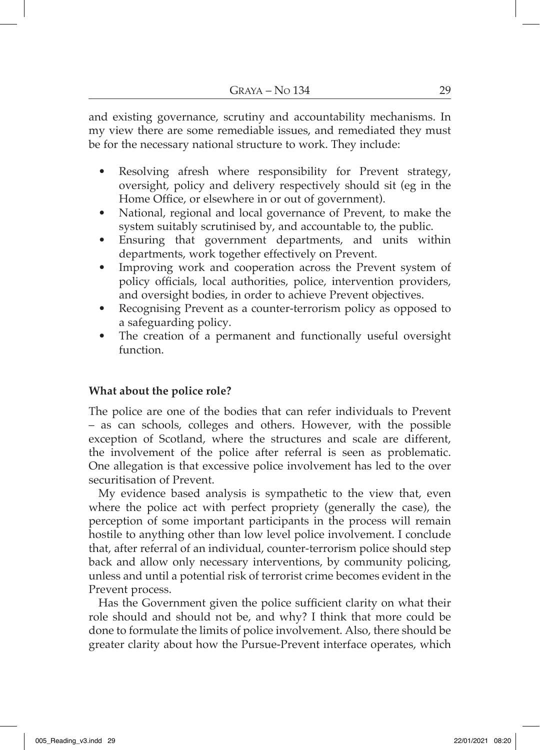and existing governance, scrutiny and accountability mechanisms. In my view there are some remediable issues, and remediated they must be for the necessary national structure to work. They include:

- Resolving afresh where responsibility for Prevent strategy, oversight, policy and delivery respectively should sit (eg in the Home Office, or elsewhere in or out of government).
- National, regional and local governance of Prevent, to make the system suitably scrutinised by, and accountable to, the public.
- Ensuring that government departments, and units within departments, work together effectively on Prevent.
- Improving work and cooperation across the Prevent system of policy officials, local authorities, police, intervention providers, and oversight bodies, in order to achieve Prevent objectives.
- Recognising Prevent as a counter-terrorism policy as opposed to a safeguarding policy.
- The creation of a permanent and functionally useful oversight function.

**What about the police role?**

The police are one of the bodies that can refer individuals to Prevent – as can schools, colleges and others. However, with the possible exception of Scotland, where the structures and scale are different, the involvement of the police after referral is seen as problematic. One allegation is that excessive police involvement has led to the over securitisation of Prevent.

My evidence based analysis is sympathetic to the view that, even where the police act with perfect propriety (generally the case), the perception of some important participants in the process will remain hostile to anything other than low level police involvement. I conclude that, after referral of an individual, counter-terrorism police should step back and allow only necessary interventions, by community policing, unless and until a potential risk of terrorist crime becomes evident in the Prevent process.

Has the Government given the police sufficient clarity on what their role should and should not be, and why? I think that more could be done to formulate the limits of police involvement. Also, there should be greater clarity about how the Pursue-Prevent interface operates, which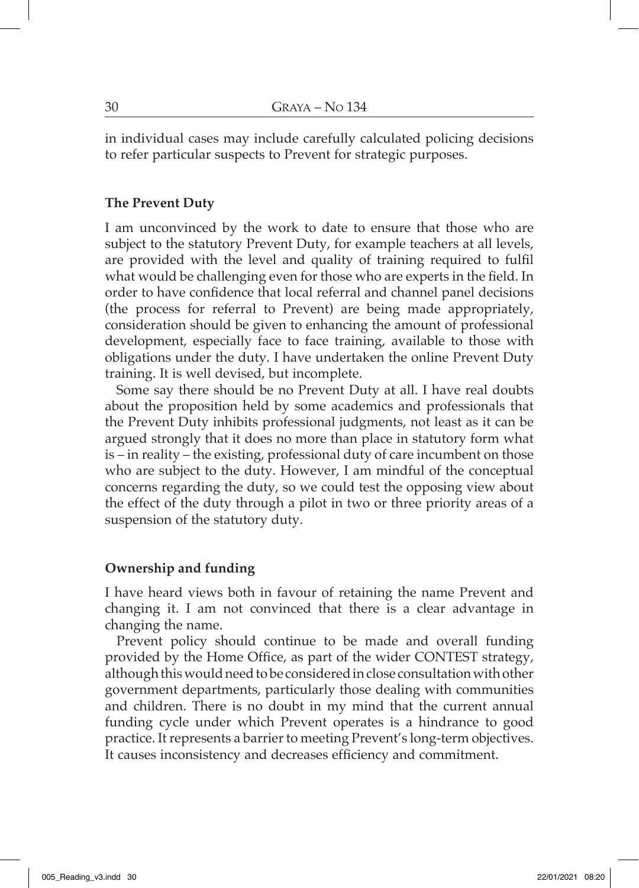in individual cases may include carefully calculated policing decisions to refer particular suspects to Prevent for strategic purposes.

**The Prevent Duty**

I am unconvinced by the work to date to ensure that those who are subject to the statutory Prevent Duty, for example teachers at all levels, are provided with the level and quality of training required to fulfil what would be challenging even for those who are experts in the field. In order to have confidence that local referral and channel panel decisions (the process for referral to Prevent) are being made appropriately, consideration should be given to enhancing the amount of professional development, especially face to face training, available to those with obligations under the duty. I have undertaken the online Prevent Duty training. It is well devised, but incomplete.

Some say there should be no Prevent Duty at all. I have real doubts about the proposition held by some academics and professionals that the Prevent Duty inhibits professional judgments, not least as it can be argued strongly that it does no more than place in statutory form what is – in reality – the existing, professional duty of care incumbent on those who are subject to the duty. However, I am mindful of the conceptual concerns regarding the duty, so we could test the opposing view about the effect of the duty through a pilot in two or three priority areas of a suspension of the statutory duty.

**Ownership and funding**

I have heard views both in favour of retaining the name Prevent and changing it. I am not convinced that there is a clear advantage in changing the name.

Prevent policy should continue to be made and overall funding provided by the Home Office, as part of the wider CONTEST strategy, although this would need to be considered in close consultation with other government departments, particularly those dealing with communities and children. There is no doubt in my mind that the current annual funding cycle under which Prevent operates is a hindrance to good practice. It represents a barrier to meeting Prevent's long-term objectives. It causes inconsistency and decreases efficiency and commitment.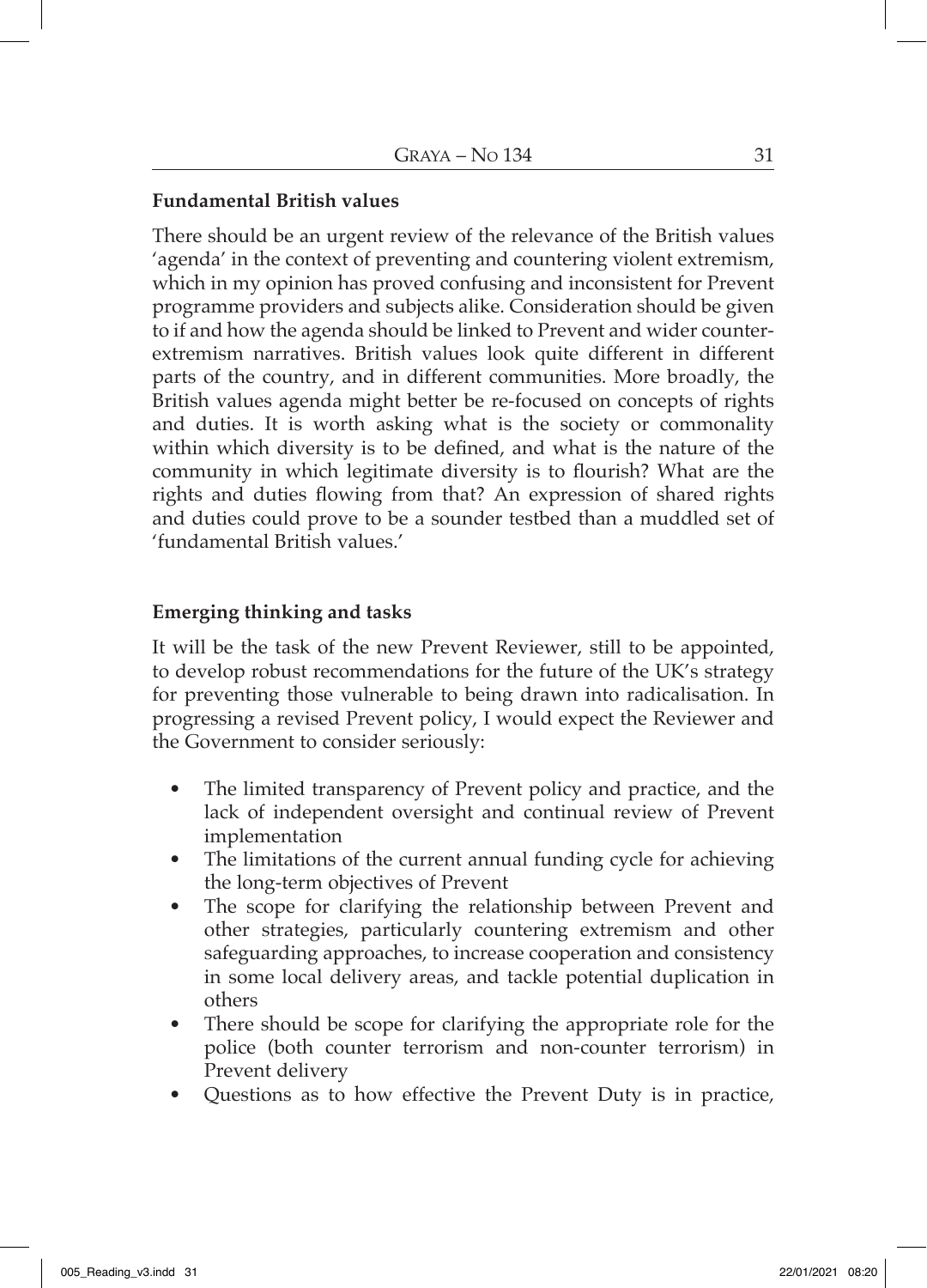### **Fundamental British values**

There should be an urgent review of the relevance of the British values 'agenda' in the context of preventing and countering violent extremism, which in my opinion has proved confusing and inconsistent for Prevent programme providers and subjects alike. Consideration should be given to if and how the agenda should be linked to Prevent and wider counter-extremism narratives. British values look quite different in different parts of the country, and in different communities. More broadly, the British values agenda might better be re-focused on concepts of rights and duties. It is worth asking what is the society or commonality within which diversity is to be defined, and what is the nature of the community in which legitimate diversity is to flourish? What are the rights and duties flowing from that? An expression of shared rights and duties could prove to be a sounder testbed than a muddled set of 'fundamental British values.'

### **Emerging thinking and tasks**

It will be the task of the new Prevent Reviewer, still to be appointed, to develop robust recommendations for the future of the UK's strategy for preventing those vulnerable to being drawn into radicalisation. In progressing a revised Prevent policy, I would expect the Reviewer and the Government to consider seriously:

- The limited transparency of Prevent policy and practice, and the lack of independent oversight and continual review of Prevent implementation
- The limitations of the current annual funding cycle for achieving the long-term objectives of Prevent
- The scope for clarifying the relationship between Prevent and other strategies, particularly countering extremism and other safeguarding approaches, to increase cooperation and consistency in some local delivery areas, and tackle potential duplication in others
- There should be scope for clarifying the appropriate role for the police (both counter terrorism and non-counter terrorism) in Prevent delivery
- Questions as to how effective the Prevent Duty is in practice,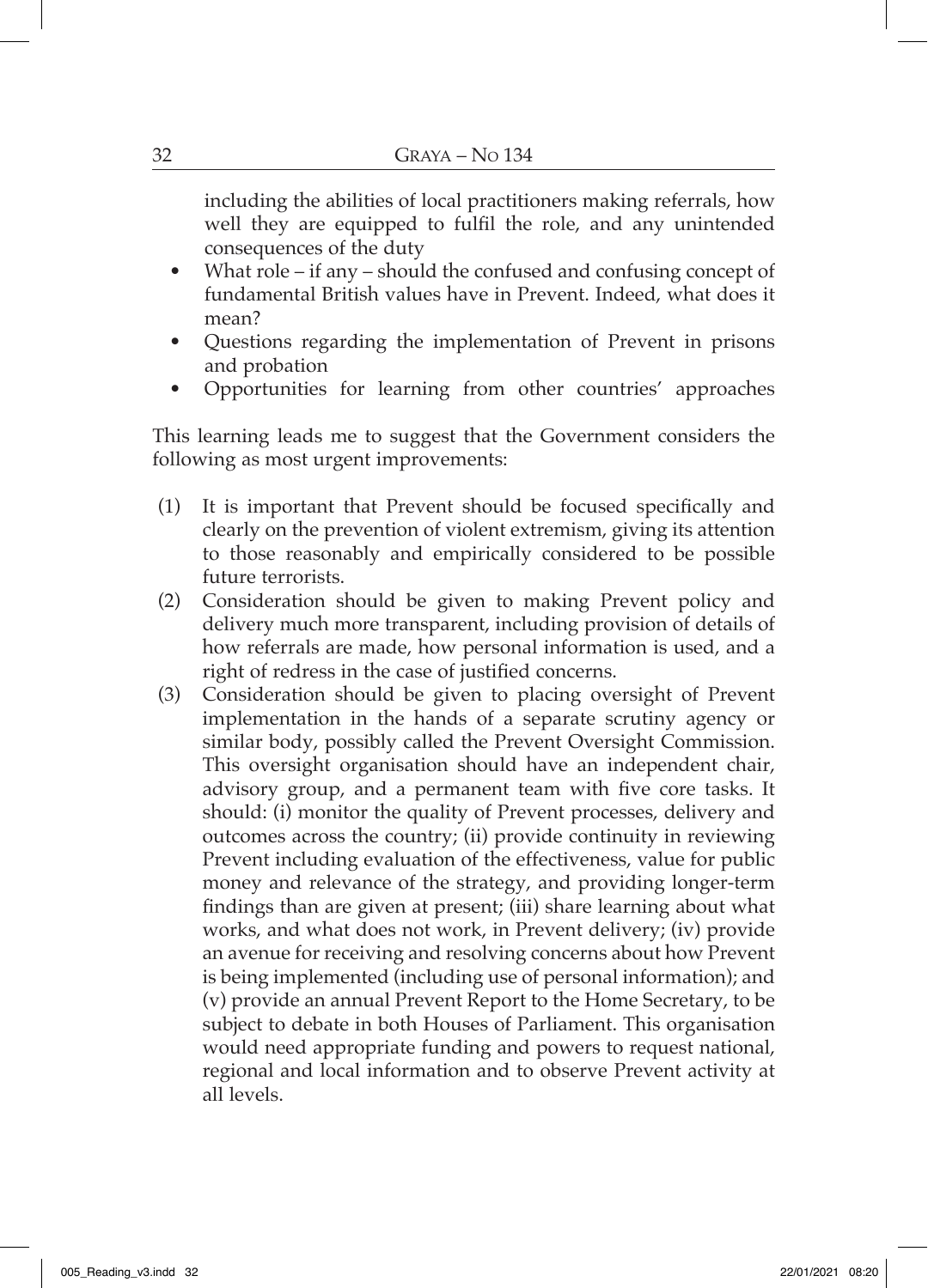including the abilities of local practitioners making referrals, how well they are equipped to fulfil the role, and any unintended consequences of the duty

- What role – if any – should the confused and confusing concept of fundamental British values have in Prevent. Indeed, what does it mean?
- Questions regarding the implementation of Prevent in prisons and probation
- Opportunities for learning from other countries' approaches

This learning leads me to suggest that the Government considers the following as most urgent improvements:

(1) It is important that Prevent should be focused specifically and clearly on the prevention of violent extremism, giving its attention to those reasonably and empirically considered to be possible future terrorists.

(2) Consideration should be given to making Prevent policy and delivery much more transparent, including provision of details of how referrals are made, how personal information is used, and a right of redress in the case of justified concerns.

(3) Consideration should be given to placing oversight of Prevent implementation in the hands of a separate scrutiny agency or similar body, possibly called the Prevent Oversight Commission. This oversight organisation should have an independent chair, advisory group, and a permanent team with five core tasks. It should: (i) monitor the quality of Prevent processes, delivery and outcomes across the country; (ii) provide continuity in reviewing Prevent including evaluation of the effectiveness, value for public money and relevance of the strategy, and providing longer-term findings than are given at present; (iii) share learning about what works, and what does not work, in Prevent delivery; (iv) provide an avenue for receiving and resolving concerns about how Prevent is being implemented (including use of personal information); and (v) provide an annual Prevent Report to the Home Secretary, to be subject to debate in both Houses of Parliament. This organisation would need appropriate funding and powers to request national, regional and local information and to observe Prevent activity at all levels.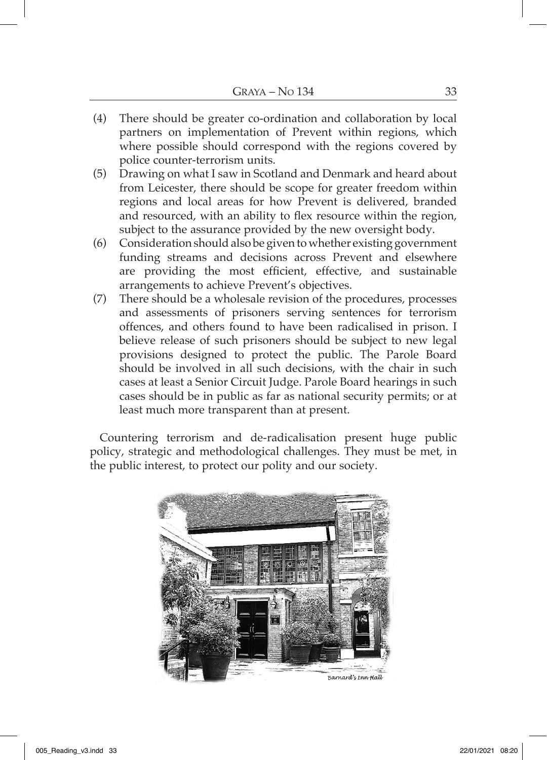(4) There should be greater co-ordination and collaboration by local partners on implementation of Prevent within regions, which where possible should correspond with the regions covered by police counter-terrorism units.

(5) Drawing on what I saw in Scotland and Denmark and heard about from Leicester, there should be scope for greater freedom within regions and local areas for how Prevent is delivered, branded and resourced, with an ability to flex resource within the region, subject to the assurance provided by the new oversight body.

(6) Consideration should also be given to whether existing government funding streams and decisions across Prevent and elsewhere are providing the most efficient, effective, and sustainable arrangements to achieve Prevent's objectives.

(7) There should be a wholesale revision of the procedures, processes and assessments of prisoners serving sentences for terrorism offences, and others found to have been radicalised in prison. I believe release of such prisoners should be subject to new legal provisions designed to protect the public. The Parole Board should be involved in all such decisions, with the chair in such cases at least a Senior Circuit Judge. Parole Board hearings in such cases should be in public as far as national security permits; or at least much more transparent than at present.

Countering terrorism and de-radicalisation present huge public policy, strategic and methodological challenges. They must be met, in the public interest, to protect our polity and our society.

*Barnard's Inn Hall*